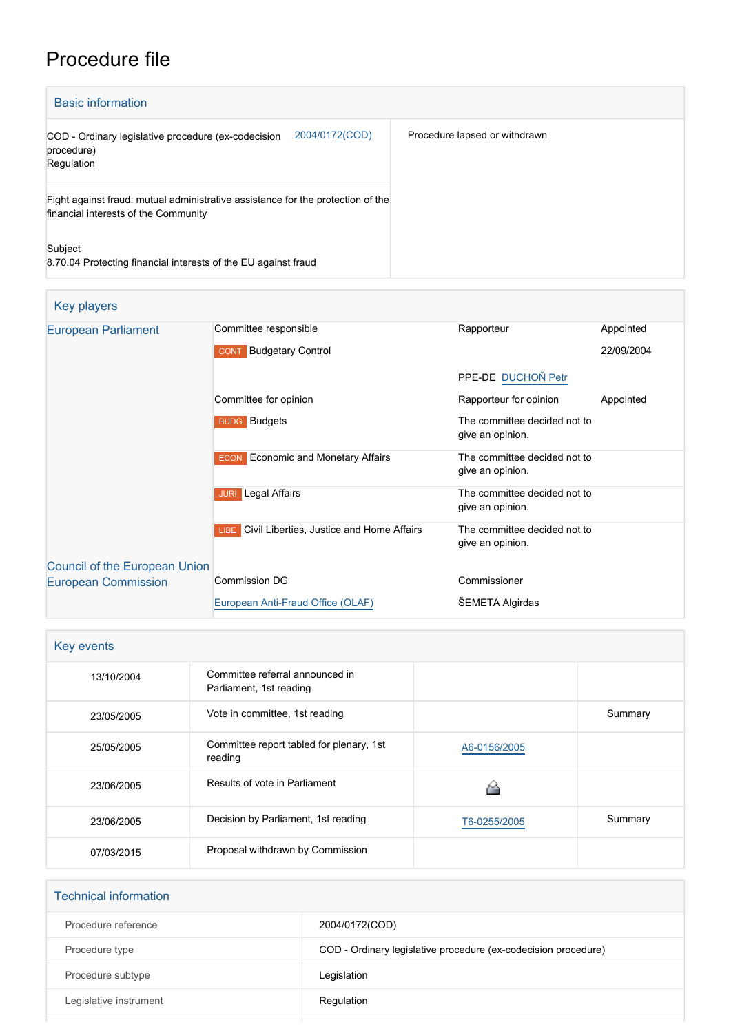# Procedure file

## Basic information

| | |
|---|---|
| COD - Ordinary legislative procedure (ex-codecision procedure) Regulation | 2004/0172(COD) |
| Procedure lapsed or withdrawn | |

Fight against fraud: mutual administrative assistance for the protection of the financial interests of the Community

Subject
8.70.04 Protecting financial interests of the EU against fraud

## Key players

| | | | |
|---|---|---|---|
| European Parliament | Committee responsible | Rapporteur | Appointed |
| | CONT Budgetary Control | | 22/09/2004 |
| | | PPE-DE DUCHOŇ Petr | |
| | Committee for opinion | Rapporteur for opinion | Appointed |
| | BUDG Budgets | The committee decided not to give an opinion. | |
| | ECON Economic and Monetary Affairs | The committee decided not to give an opinion. | |
| | JURI Legal Affairs | The committee decided not to give an opinion. | |
| | LIBE Civil Liberties, Justice and Home Affairs | The committee decided not to give an opinion. | |
| Council of the European Union | | | |
| European Commission | Commission DG | Commissioner | |
| | European Anti-Fraud Office (OLAF) | ŠEMETA Algirdas | |

## Key events

| | | | |
|---|---|---|---|
| 13/10/2004 | Committee referral announced in Parliament, 1st reading | | |
| 23/05/2005 | Vote in committee, 1st reading | | Summary |
| 25/05/2005 | Committee report tabled for plenary, 1st reading | A6-0156/2005 | |
| 23/06/2005 | Results of vote in Parliament | | |
| 23/06/2005 | Decision by Parliament, 1st reading | T6-0255/2005 | Summary |
| 07/03/2015 | Proposal withdrawn by Commission | | |

## Technical information

| | |
|---|---|
| Procedure reference | 2004/0172(COD) |
| Procedure type | COD - Ordinary legislative procedure (ex-codecision procedure) |
| Procedure subtype | Legislation |
| Legislative instrument | Regulation |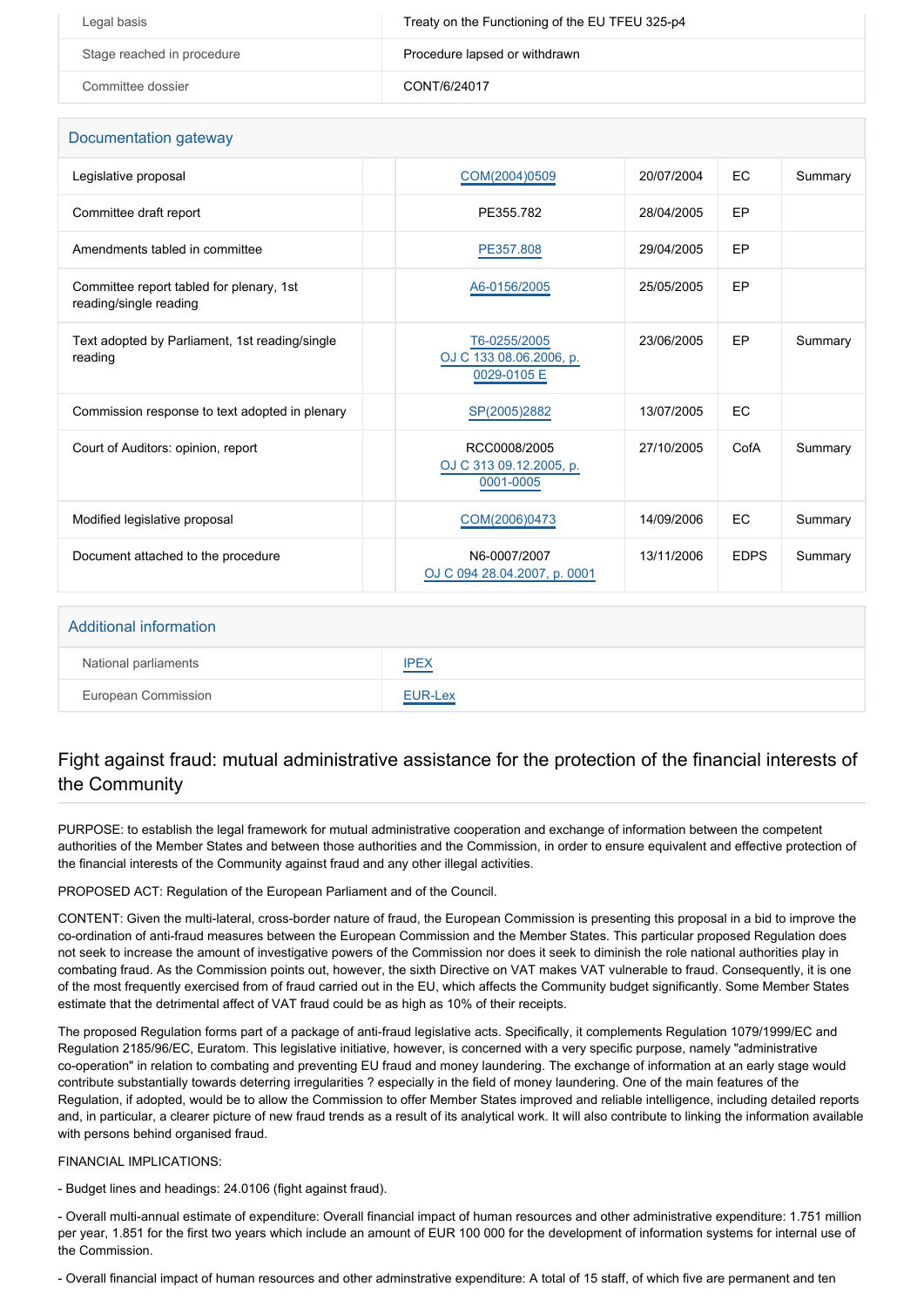| | |
|---|---|
| Legal basis | Treaty on the Functioning of the EU TFEU 325-p4 |
| Stage reached in procedure | Procedure lapsed or withdrawn |
| Committee dossier | CONT/6/24017 |

## Documentation gateway

| | | | | | |
|---|---|---|---|---|---|
| Legislative proposal | | COM(2004)0509 | 20/07/2004 | EC | Summary |
| Committee draft report | | PE355.782 | 28/04/2005 | EP | |
| Amendments tabled in committee | | PE357.808 | 29/04/2005 | EP | |
| Committee report tabled for plenary, 1st reading/single reading | | A6-0156/2005 | 25/05/2005 | EP | |
| Text adopted by Parliament, 1st reading/single reading | | T6-0255/2005 OJ C 133 08.06.2006, p. 0029-0105 E | 23/06/2005 | EP | Summary |
| Commission response to text adopted in plenary | | SP(2005)2882 | 13/07/2005 | EC | |
| Court of Auditors: opinion, report | | RCC0008/2005 OJ C 313 09.12.2005, p. 0001-0005 | 27/10/2005 | CofA | Summary |
| Modified legislative proposal | | COM(2006)0473 | 14/09/2006 | EC | Summary |
| Document attached to the procedure | | N6-0007/2007 OJ C 094 28.04.2007, p. 0001 | 13/11/2006 | EDPS | Summary |

## Additional information

| | |
|---|---|
| National parliaments | IPEX |
| European Commission | EUR-Lex |

## Fight against fraud: mutual administrative assistance for the protection of the financial interests of the Community

PURPOSE: to establish the legal framework for mutual administrative cooperation and exchange of information between the competent authorities of the Member States and between those authorities and the Commission, in order to ensure equivalent and effective protection of the financial interests of the Community against fraud and any other illegal activities.

PROPOSED ACT: Regulation of the European Parliament and of the Council.

CONTENT: Given the multi-lateral, cross-border nature of fraud, the European Commission is presenting this proposal in a bid to improve the co-ordination of anti-fraud measures between the European Commission and the Member States. This particular proposed Regulation does not seek to increase the amount of investigative powers of the Commission nor does it seek to diminish the role national authorities play in combating fraud. As the Commission points out, however, the sixth Directive on VAT makes VAT vulnerable to fraud. Consequently, it is one of the most frequently exercised from of fraud carried out in the EU, which affects the Community budget significantly. Some Member States estimate that the detrimental affect of VAT fraud could be as high as 10% of their receipts.

The proposed Regulation forms part of a package of anti-fraud legislative acts. Specifically, it complements Regulation 1079/1999/EC and Regulation 2185/96/EC, Euratom. This legislative initiative, however, is concerned with a very specific purpose, namely "administrative co-operation" in relation to combating and preventing EU fraud and money laundering. The exchange of information at an early stage would contribute substantially towards deterring irregularities ? especially in the field of money laundering. One of the main features of the Regulation, if adopted, would be to allow the Commission to offer Member States improved and reliable intelligence, including detailed reports and, in particular, a clearer picture of new fraud trends as a result of its analytical work. It will also contribute to linking the information available with persons behind organised fraud.

FINANCIAL IMPLICATIONS:

- Budget lines and headings: 24.0106 (fight against fraud).

- Overall multi-annual estimate of expenditure: Overall financial impact of human resources and other administrative expenditure: 1.751 million per year, 1.851 for the first two years which include an amount of EUR 100 000 for the development of information systems for internal use of the Commission.

- Overall financial impact of human resources and other adminstrative expenditure: A total of 15 staff, of which five are permanent and ten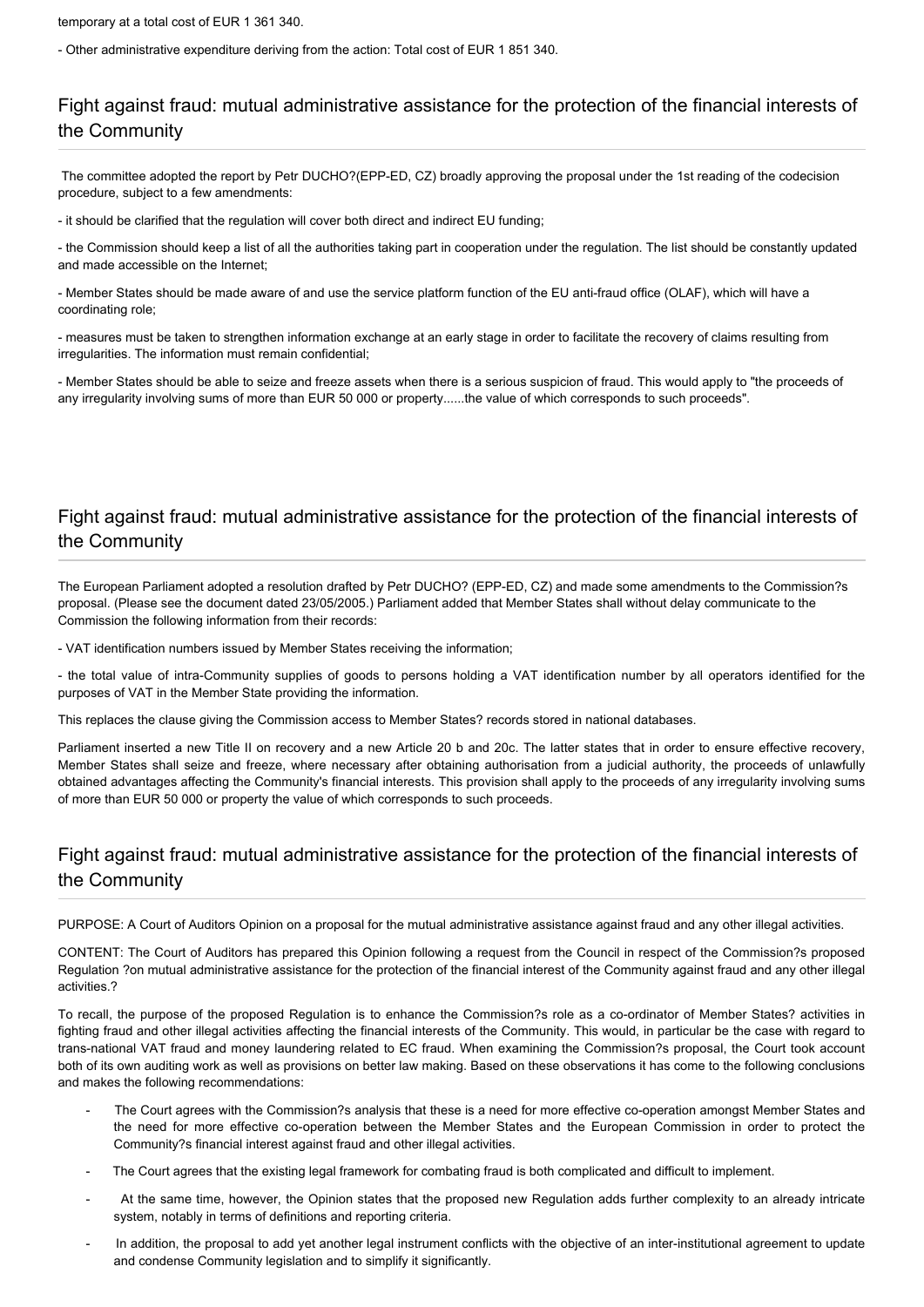temporary at a total cost of EUR 1 361 340.

- Other administrative expenditure deriving from the action: Total cost of EUR 1 851 340.

## Fight against fraud: mutual administrative assistance for the protection of the financial interests of the Community

The committee adopted the report by Petr DUCHO?(EPP-ED, CZ) broadly approving the proposal under the 1st reading of the codecision procedure, subject to a few amendments:

- it should be clarified that the regulation will cover both direct and indirect EU funding;

- the Commission should keep a list of all the authorities taking part in cooperation under the regulation. The list should be constantly updated and made accessible on the Internet;

- Member States should be made aware of and use the service platform function of the EU anti-fraud office (OLAF), which will have a coordinating role;

- measures must be taken to strengthen information exchange at an early stage in order to facilitate the recovery of claims resulting from irregularities. The information must remain confidential;

- Member States should be able to seize and freeze assets when there is a serious suspicion of fraud. This would apply to "the proceeds of any irregularity involving sums of more than EUR 50 000 or property......the value of which corresponds to such proceeds".

## Fight against fraud: mutual administrative assistance for the protection of the financial interests of the Community

The European Parliament adopted a resolution drafted by Petr DUCHO? (EPP-ED, CZ) and made some amendments to the Commission?s proposal. (Please see the document dated 23/05/2005.) Parliament added that Member States shall without delay communicate to the Commission the following information from their records:

- VAT identification numbers issued by Member States receiving the information;

- the total value of intra-Community supplies of goods to persons holding a VAT identification number by all operators identified for the purposes of VAT in the Member State providing the information.

This replaces the clause giving the Commission access to Member States? records stored in national databases.

Parliament inserted a new Title II on recovery and a new Article 20 b and 20c. The latter states that in order to ensure effective recovery, Member States shall seize and freeze, where necessary after obtaining authorisation from a judicial authority, the proceeds of unlawfully obtained advantages affecting the Community's financial interests. This provision shall apply to the proceeds of any irregularity involving sums of more than EUR 50 000 or property the value of which corresponds to such proceeds.

## Fight against fraud: mutual administrative assistance for the protection of the financial interests of the Community

PURPOSE: A Court of Auditors Opinion on a proposal for the mutual administrative assistance against fraud and any other illegal activities.

CONTENT: The Court of Auditors has prepared this Opinion following a request from the Council in respect of the Commission?s proposed Regulation ?on mutual administrative assistance for the protection of the financial interest of the Community against fraud and any other illegal activities.?

To recall, the purpose of the proposed Regulation is to enhance the Commission?s role as a co-ordinator of Member States? activities in fighting fraud and other illegal activities affecting the financial interests of the Community. This would, in particular be the case with regard to trans-national VAT fraud and money laundering related to EC fraud. When examining the Commission?s proposal, the Court took account both of its own auditing work as well as provisions on better law making. Based on these observations it has come to the following conclusions and makes the following recommendations:

- The Court agrees with the Commission?s analysis that these is a need for more effective co-operation amongst Member States and the need for more effective co-operation between the Member States and the European Commission in order to protect the Community?s financial interest against fraud and other illegal activities.
- The Court agrees that the existing legal framework for combating fraud is both complicated and difficult to implement.
- At the same time, however, the Opinion states that the proposed new Regulation adds further complexity to an already intricate system, notably in terms of definitions and reporting criteria.
- In addition, the proposal to add yet another legal instrument conflicts with the objective of an inter-institutional agreement to update and condense Community legislation and to simplify it significantly.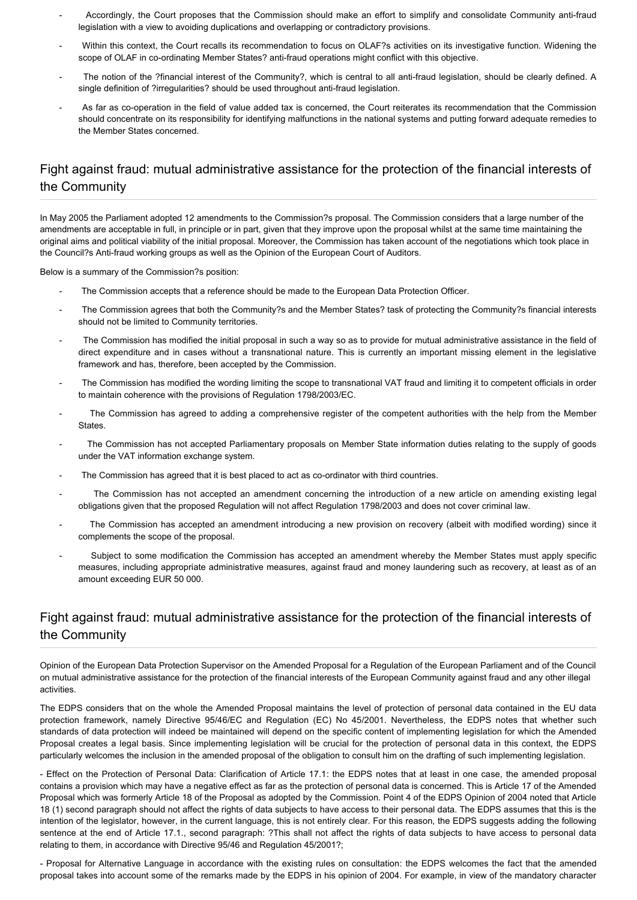- Accordingly, the Court proposes that the Commission should make an effort to simplify and consolidate Community anti-fraud legislation with a view to avoiding duplications and overlapping or contradictory provisions.
- Within this context, the Court recalls its recommendation to focus on OLAF?s activities on its investigative function. Widening the scope of OLAF in co-ordinating Member States? anti-fraud operations might conflict with this objective.
- The notion of the ?financial interest of the Community?, which is central to all anti-fraud legislation, should be clearly defined. A single definition of ?irregularities? should be used throughout anti-fraud legislation.
- As far as co-operation in the field of value added tax is concerned, the Court reiterates its recommendation that the Commission should concentrate on its responsibility for identifying malfunctions in the national systems and putting forward adequate remedies to the Member States concerned.

## Fight against fraud: mutual administrative assistance for the protection of the financial interests of the Community

In May 2005 the Parliament adopted 12 amendments to the Commission?s proposal. The Commission considers that a large number of the amendments are acceptable in full, in principle or in part, given that they improve upon the proposal whilst at the same time maintaining the original aims and political viability of the initial proposal. Moreover, the Commission has taken account of the negotiations which took place in the Council?s Anti-fraud working groups as well as the Opinion of the European Court of Auditors.

Below is a summary of the Commission?s position:

- The Commission accepts that a reference should be made to the European Data Protection Officer.
- The Commission agrees that both the Community?s and the Member States? task of protecting the Community?s financial interests should not be limited to Community territories.
- The Commission has modified the initial proposal in such a way so as to provide for mutual administrative assistance in the field of direct expenditure and in cases without a transnational nature. This is currently an important missing element in the legislative framework and has, therefore, been accepted by the Commission.
- The Commission has modified the wording limiting the scope to transnational VAT fraud and limiting it to competent officials in order to maintain coherence with the provisions of Regulation 1798/2003/EC.
- The Commission has agreed to adding a comprehensive register of the competent authorities with the help from the Member States.
- The Commission has not accepted Parliamentary proposals on Member State information duties relating to the supply of goods under the VAT information exchange system.
- The Commission has agreed that it is best placed to act as co-ordinator with third countries.
- The Commission has not accepted an amendment concerning the introduction of a new article on amending existing legal obligations given that the proposed Regulation will not affect Regulation 1798/2003 and does not cover criminal law.
- The Commission has accepted an amendment introducing a new provision on recovery (albeit with modified wording) since it complements the scope of the proposal.
- Subject to some modification the Commission has accepted an amendment whereby the Member States must apply specific measures, including appropriate administrative measures, against fraud and money laundering such as recovery, at least as of an amount exceeding EUR 50 000.

## Fight against fraud: mutual administrative assistance for the protection of the financial interests of the Community

Opinion of the European Data Protection Supervisor on the Amended Proposal for a Regulation of the European Parliament and of the Council on mutual administrative assistance for the protection of the financial interests of the European Community against fraud and any other illegal activities.

The EDPS considers that on the whole the Amended Proposal maintains the level of protection of personal data contained in the EU data protection framework, namely Directive 95/46/EC and Regulation (EC) No 45/2001. Nevertheless, the EDPS notes that whether such standards of data protection will indeed be maintained will depend on the specific content of implementing legislation for which the Amended Proposal creates a legal basis. Since implementing legislation will be crucial for the protection of personal data in this context, the EDPS particularly welcomes the inclusion in the amended proposal of the obligation to consult him on the drafting of such implementing legislation.

- Effect on the Protection of Personal Data: Clarification of Article 17.1: the EDPS notes that at least in one case, the amended proposal contains a provision which may have a negative effect as far as the protection of personal data is concerned. This is Article 17 of the Amended Proposal which was formerly Article 18 of the Proposal as adopted by the Commission. Point 4 of the EDPS Opinion of 2004 noted that Article 18 (1) second paragraph should not affect the rights of data subjects to have access to their personal data. The EDPS assumes that this is the intention of the legislator, however, in the current language, this is not entirely clear. For this reason, the EDPS suggests adding the following sentence at the end of Article 17.1., second paragraph: ?This shall not affect the rights of data subjects to have access to personal data relating to them, in accordance with Directive 95/46 and Regulation 45/2001?;

- Proposal for Alternative Language in accordance with the existing rules on consultation: the EDPS welcomes the fact that the amended proposal takes into account some of the remarks made by the EDPS in his opinion of 2004. For example, in view of the mandatory character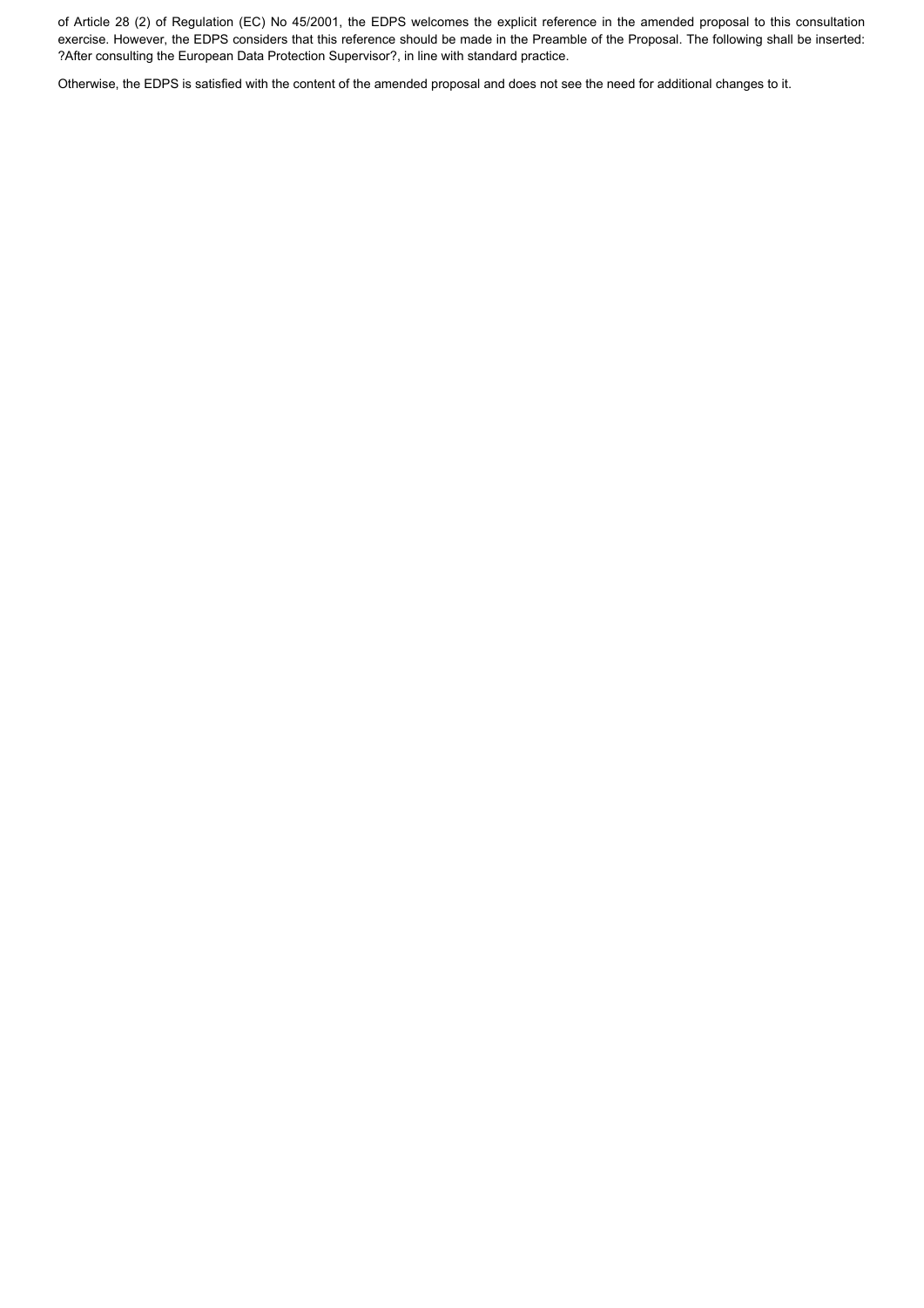of Article 28 (2) of Regulation (EC) No 45/2001, the EDPS welcomes the explicit reference in the amended proposal to this consultation exercise. However, the EDPS considers that this reference should be made in the Preamble of the Proposal. The following shall be inserted: ?After consulting the European Data Protection Supervisor?, in line with standard practice.

Otherwise, the EDPS is satisfied with the content of the amended proposal and does not see the need for additional changes to it.